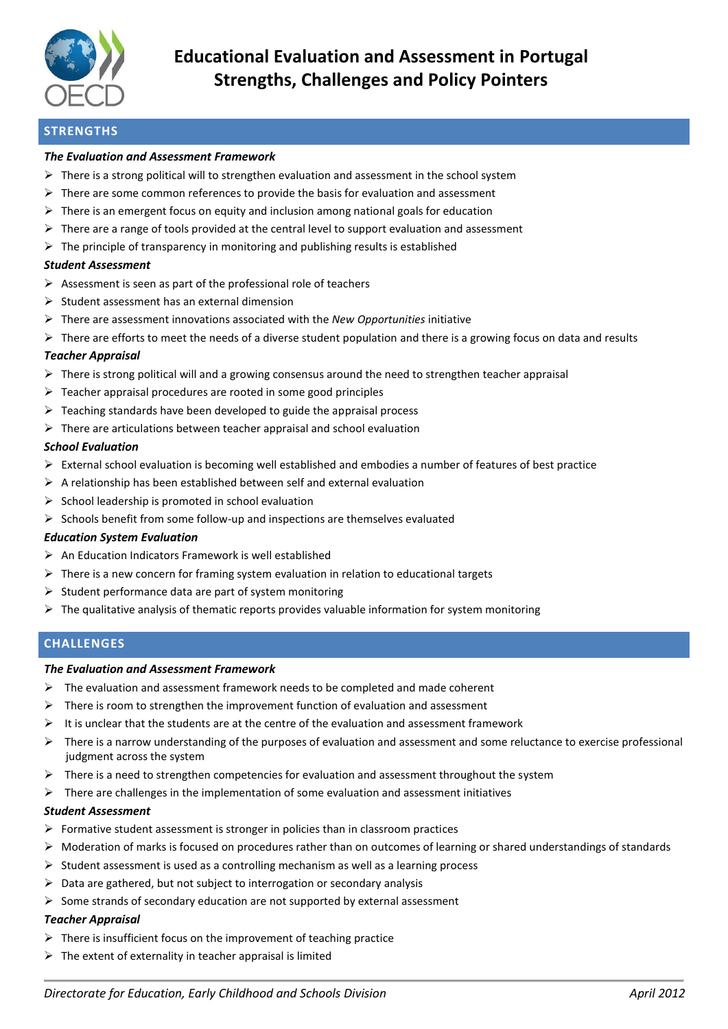# Educational Evaluation and Assessment in Portugal
# Strengths, Challenges and Policy Pointers

## STRENGTHS

### *The Evaluation and Assessment Framework*

- There is a strong political will to strengthen evaluation and assessment in the school system
- There are some common references to provide the basis for evaluation and assessment
- There is an emergent focus on equity and inclusion among national goals for education
- There are a range of tools provided at the central level to support evaluation and assessment
- The principle of transparency in monitoring and publishing results is established

### *Student Assessment*

- Assessment is seen as part of the professional role of teachers
- Student assessment has an external dimension
- There are assessment innovations associated with the *New Opportunities* initiative
- There are efforts to meet the needs of a diverse student population and there is a growing focus on data and results

### *Teacher Appraisal*

- There is strong political will and a growing consensus around the need to strengthen teacher appraisal
- Teacher appraisal procedures are rooted in some good principles
- Teaching standards have been developed to guide the appraisal process
- There are articulations between teacher appraisal and school evaluation

### *School Evaluation*

- External school evaluation is becoming well established and embodies a number of features of best practice
- A relationship has been established between self and external evaluation
- School leadership is promoted in school evaluation
- Schools benefit from some follow-up and inspections are themselves evaluated

### *Education System Evaluation*

- An Education Indicators Framework is well established
- There is a new concern for framing system evaluation in relation to educational targets
- Student performance data are part of system monitoring
- The qualitative analysis of thematic reports provides valuable information for system monitoring

## CHALLENGES

### *The Evaluation and Assessment Framework*

- The evaluation and assessment framework needs to be completed and made coherent
- There is room to strengthen the improvement function of evaluation and assessment
- It is unclear that the students are at the centre of the evaluation and assessment framework
- There is a narrow understanding of the purposes of evaluation and assessment and some reluctance to exercise professional judgment across the system
- There is a need to strengthen competencies for evaluation and assessment throughout the system
- There are challenges in the implementation of some evaluation and assessment initiatives

### *Student Assessment*

- Formative student assessment is stronger in policies than in classroom practices
- Moderation of marks is focused on procedures rather than on outcomes of learning or shared understandings of standards
- Student assessment is used as a controlling mechanism as well as a learning process
- Data are gathered, but not subject to interrogation or secondary analysis
- Some strands of secondary education are not supported by external assessment

### *Teacher Appraisal*

- There is insufficient focus on the improvement of teaching practice
- The extent of externality in teacher appraisal is limited

*Directorate for Education, Early Childhood and Schools Division* *April 2012*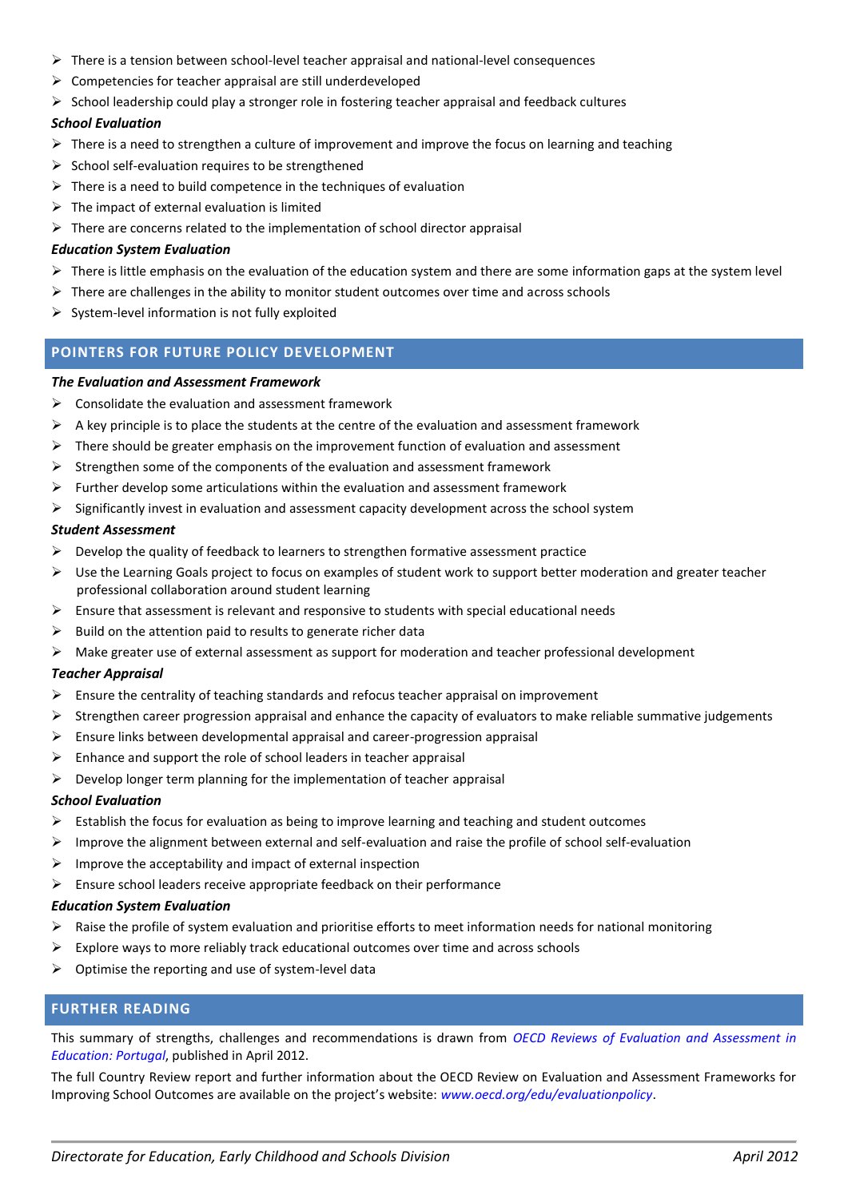- There is a tension between school-level teacher appraisal and national-level consequences
- Competencies for teacher appraisal are still underdeveloped
- School leadership could play a stronger role in fostering teacher appraisal and feedback cultures

***School Evaluation***

- There is a need to strengthen a culture of improvement and improve the focus on learning and teaching
- School self-evaluation requires to be strengthened
- There is a need to build competence in the techniques of evaluation
- The impact of external evaluation is limited
- There are concerns related to the implementation of school director appraisal

***Education System Evaluation***

- There is little emphasis on the evaluation of the education system and there are some information gaps at the system level
- There are challenges in the ability to monitor student outcomes over time and across schools
- System-level information is not fully exploited

## POINTERS FOR FUTURE POLICY DEVELOPMENT

***The Evaluation and Assessment Framework***

- Consolidate the evaluation and assessment framework
- A key principle is to place the students at the centre of the evaluation and assessment framework
- There should be greater emphasis on the improvement function of evaluation and assessment
- Strengthen some of the components of the evaluation and assessment framework
- Further develop some articulations within the evaluation and assessment framework
- Significantly invest in evaluation and assessment capacity development across the school system

***Student Assessment***

- Develop the quality of feedback to learners to strengthen formative assessment practice
- Use the Learning Goals project to focus on examples of student work to support better moderation and greater teacher professional collaboration around student learning
- Ensure that assessment is relevant and responsive to students with special educational needs
- Build on the attention paid to results to generate richer data
- Make greater use of external assessment as support for moderation and teacher professional development

***Teacher Appraisal***

- Ensure the centrality of teaching standards and refocus teacher appraisal on improvement
- Strengthen career progression appraisal and enhance the capacity of evaluators to make reliable summative judgements
- Ensure links between developmental appraisal and career-progression appraisal
- Enhance and support the role of school leaders in teacher appraisal
- Develop longer term planning for the implementation of teacher appraisal

***School Evaluation***

- Establish the focus for evaluation as being to improve learning and teaching and student outcomes
- Improve the alignment between external and self-evaluation and raise the profile of school self-evaluation
- Improve the acceptability and impact of external inspection
- Ensure school leaders receive appropriate feedback on their performance

***Education System Evaluation***

- Raise the profile of system evaluation and prioritise efforts to meet information needs for national monitoring
- Explore ways to more reliably track educational outcomes over time and across schools
- Optimise the reporting and use of system-level data

## FURTHER READING

This summary of strengths, challenges and recommendations is drawn from *OECD Reviews of Evaluation and Assessment in Education: Portugal*, published in April 2012.

The full Country Review report and further information about the OECD Review on Evaluation and Assessment Frameworks for Improving School Outcomes are available on the project's website: *www.oecd.org/edu/evaluationpolicy*.

*Directorate for Education, Early Childhood and Schools Division* *April 2012*